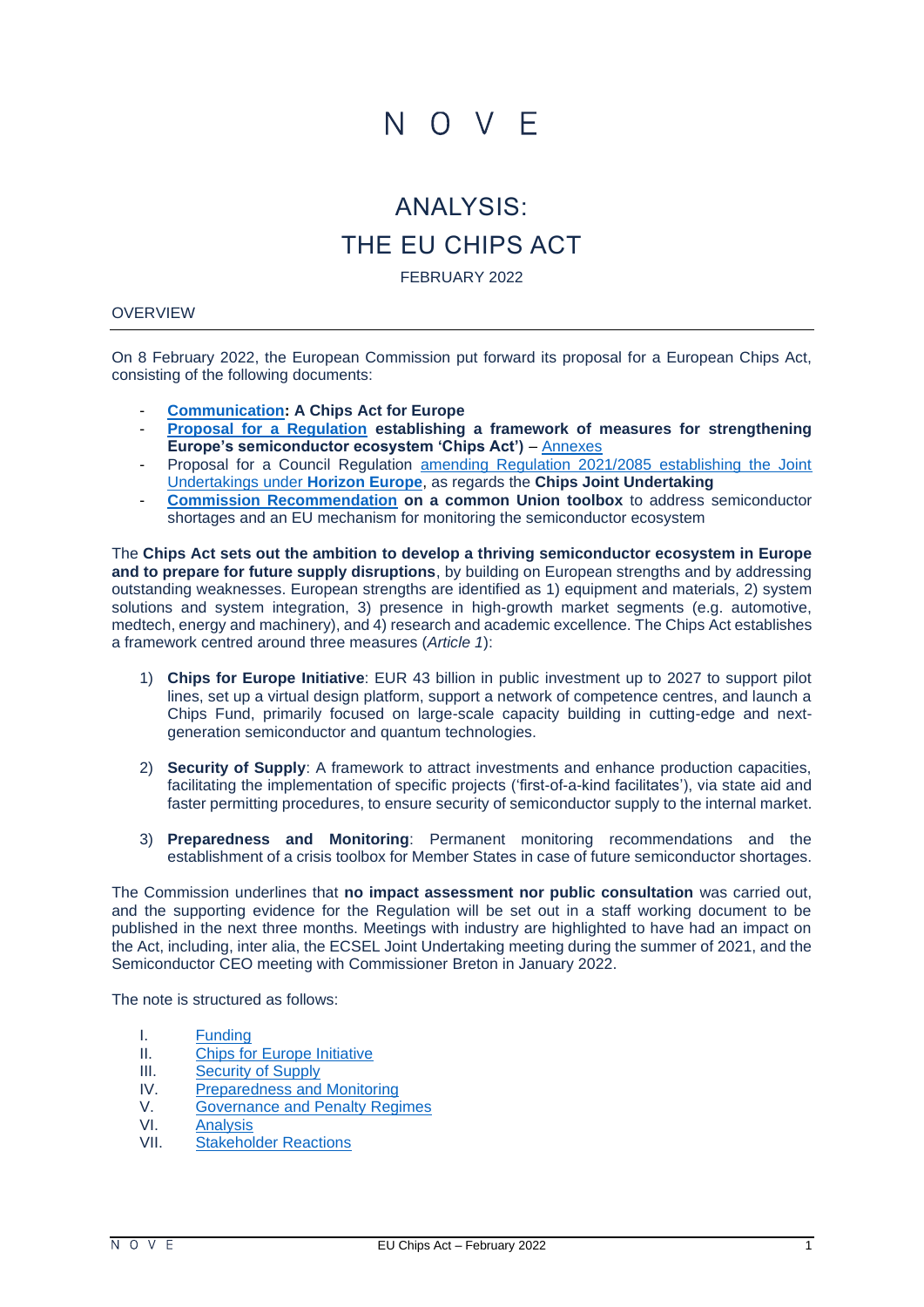# N O V E

## ANALYSIS:
## THE EU CHIPS ACT

FEBRUARY 2022

### OVERVIEW

On 8 February 2022, the European Commission put forward its proposal for a European Chips Act, consisting of the following documents:

- **Communication: A Chips Act for Europe**
- **Proposal for a Regulation establishing a framework of measures for strengthening Europe's semiconductor ecosystem 'Chips Act')** – Annexes
- Proposal for a Council Regulation amending Regulation 2021/2085 establishing the Joint Undertakings under **Horizon Europe**, as regards the **Chips Joint Undertaking**
- **Commission Recommendation on a common Union toolbox** to address semiconductor shortages and an EU mechanism for monitoring the semiconductor ecosystem

The **Chips Act sets out the ambition to develop a thriving semiconductor ecosystem in Europe and to prepare for future supply disruptions**, by building on European strengths and by addressing outstanding weaknesses. European strengths are identified as 1) equipment and materials, 2) system solutions and system integration, 3) presence in high-growth market segments (e.g. automotive, medtech, energy and machinery), and 4) research and academic excellence. The Chips Act establishes a framework centred around three measures (*Article 1*):

1) **Chips for Europe Initiative**: EUR 43 billion in public investment up to 2027 to support pilot lines, set up a virtual design platform, support a network of competence centres, and launch a Chips Fund, primarily focused on large-scale capacity building in cutting-edge and next-generation semiconductor and quantum technologies.

2) **Security of Supply**: A framework to attract investments and enhance production capacities, facilitating the implementation of specific projects ('first-of-a-kind facilitates'), via state aid and faster permitting procedures, to ensure security of semiconductor supply to the internal market.

3) **Preparedness and Monitoring**: Permanent monitoring recommendations and the establishment of a crisis toolbox for Member States in case of future semiconductor shortages.

The Commission underlines that **no impact assessment nor public consultation** was carried out, and the supporting evidence for the Regulation will be set out in a staff working document to be published in the next three months. Meetings with industry are highlighted to have had an impact on the Act, including, inter alia, the ECSEL Joint Undertaking meeting during the summer of 2021, and the Semiconductor CEO meeting with Commissioner Breton in January 2022.

The note is structured as follows:

I. Funding
II. Chips for Europe Initiative
III. Security of Supply
IV. Preparedness and Monitoring
V. Governance and Penalty Regimes
VI. Analysis
VII. Stakeholder Reactions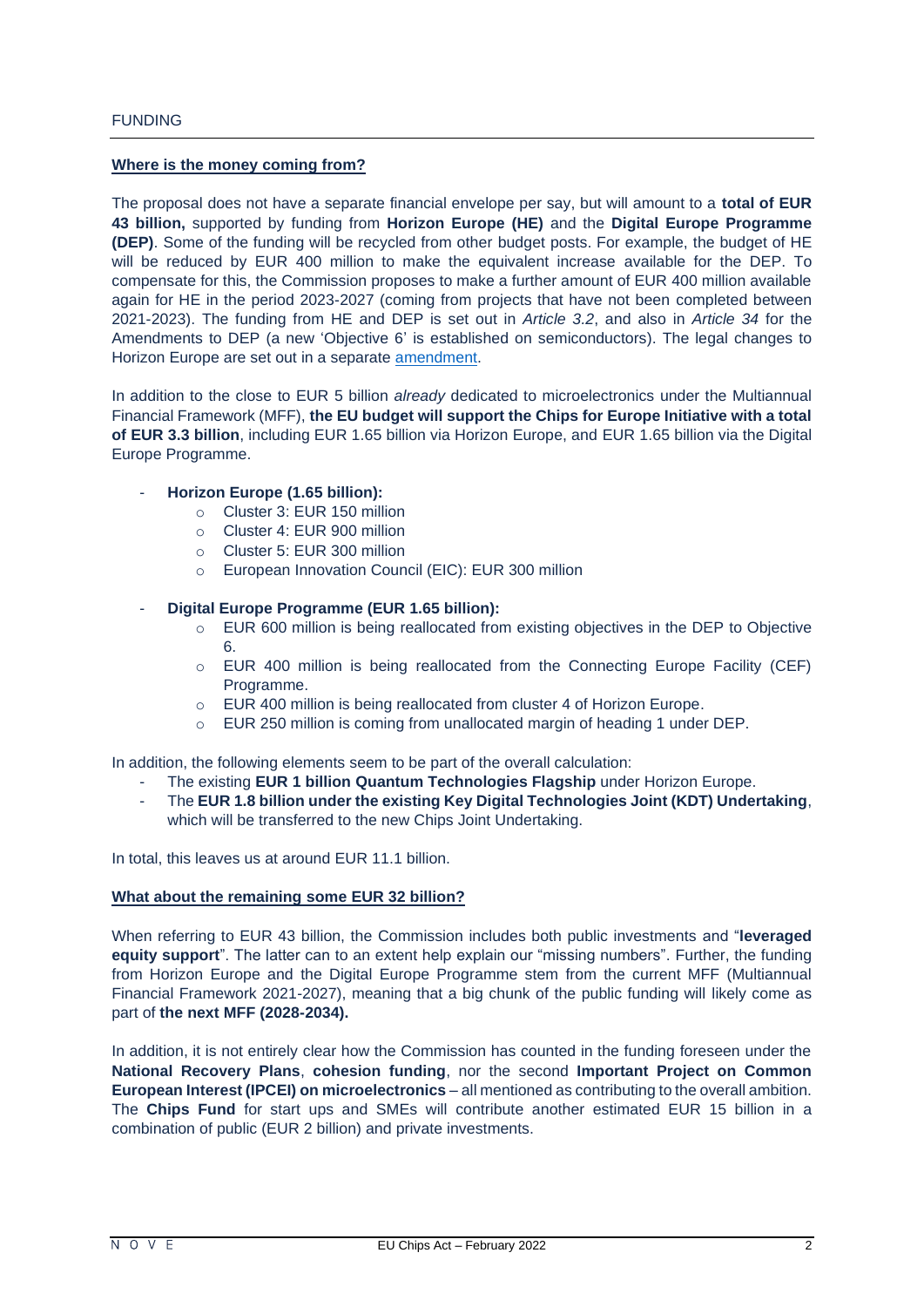## FUNDING

### Where is the money coming from?

The proposal does not have a separate financial envelope per say, but will amount to a **total of EUR 43 billion,** supported by funding from **Horizon Europe (HE)** and the **Digital Europe Programme (DEP)**. Some of the funding will be recycled from other budget posts. For example, the budget of HE will be reduced by EUR 400 million to make the equivalent increase available for the DEP. To compensate for this, the Commission proposes to make a further amount of EUR 400 million available again for HE in the period 2023-2027 (coming from projects that have not been completed between 2021-2023). The funding from HE and DEP is set out in *Article 3.2*, and also in *Article 34* for the Amendments to DEP (a new 'Objective 6' is established on semiconductors). The legal changes to Horizon Europe are set out in a separate amendment.

In addition to the close to EUR 5 billion *already* dedicated to microelectronics under the Multiannual Financial Framework (MFF), **the EU budget will support the Chips for Europe Initiative with a total of EUR 3.3 billion**, including EUR 1.65 billion via Horizon Europe, and EUR 1.65 billion via the Digital Europe Programme.

- **Horizon Europe (1.65 billion):**
  - Cluster 3: EUR 150 million
  - Cluster 4: EUR 900 million
  - Cluster 5: EUR 300 million
  - European Innovation Council (EIC): EUR 300 million
- **Digital Europe Programme (EUR 1.65 billion):**
  - EUR 600 million is being reallocated from existing objectives in the DEP to Objective 6.
  - EUR 400 million is being reallocated from the Connecting Europe Facility (CEF) Programme.
  - EUR 400 million is being reallocated from cluster 4 of Horizon Europe.
  - EUR 250 million is coming from unallocated margin of heading 1 under DEP.

In addition, the following elements seem to be part of the overall calculation:

- The existing **EUR 1 billion Quantum Technologies Flagship** under Horizon Europe.
- The **EUR 1.8 billion under the existing Key Digital Technologies Joint (KDT) Undertaking**, which will be transferred to the new Chips Joint Undertaking.

In total, this leaves us at around EUR 11.1 billion.

### What about the remaining some EUR 32 billion?

When referring to EUR 43 billion, the Commission includes both public investments and "**leveraged equity support**". The latter can to an extent help explain our "missing numbers". Further, the funding from Horizon Europe and the Digital Europe Programme stem from the current MFF (Multiannual Financial Framework 2021-2027), meaning that a big chunk of the public funding will likely come as part of **the next MFF (2028-2034).**

In addition, it is not entirely clear how the Commission has counted in the funding foreseen under the **National Recovery Plans**, **cohesion funding**, nor the second **Important Project on Common European Interest (IPCEI) on microelectronics** – all mentioned as contributing to the overall ambition. The **Chips Fund** for start ups and SMEs will contribute another estimated EUR 15 billion in a combination of public (EUR 2 billion) and private investments.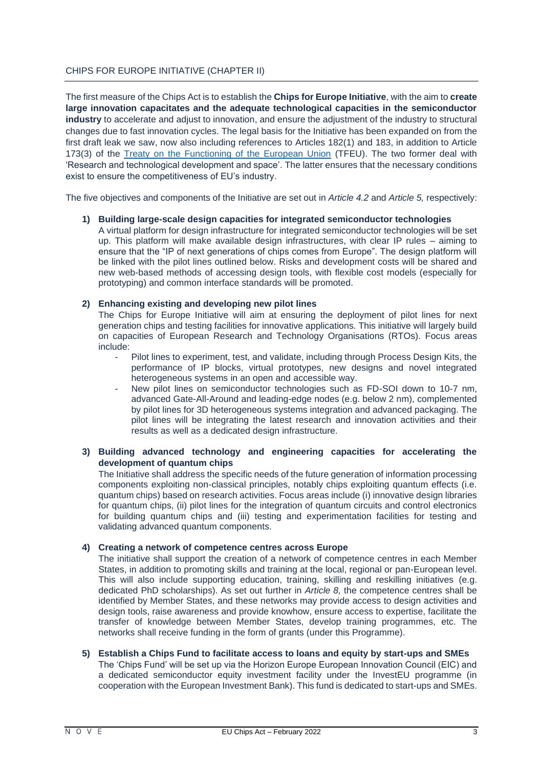## CHIPS FOR EUROPE INITIATIVE (CHAPTER II)

The first measure of the Chips Act is to establish the **Chips for Europe Initiative**, with the aim to **create large innovation capacitates and the adequate technological capacities in the semiconductor industry** to accelerate and adjust to innovation, and ensure the adjustment of the industry to structural changes due to fast innovation cycles. The legal basis for the Initiative has been expanded on from the first draft leak we saw, now also including references to Articles 182(1) and 183, in addition to Article 173(3) of the [Treaty on the Functioning of the European Union](https://eur-lex.europa.eu/legal-content/EN/TXT/?uri=celex%3A12012E%2FTXT) (TFEU). The two former deal with 'Research and technological development and space'. The latter ensures that the necessary conditions exist to ensure the competitiveness of EU's industry.

The five objectives and components of the Initiative are set out in *Article 4.2* and *Article 5,* respectively:

1) **Building large-scale design capacities for integrated semiconductor technologies**
   A virtual platform for design infrastructure for integrated semiconductor technologies will be set up. This platform will make available design infrastructures, with clear IP rules – aiming to ensure that the "IP of next generations of chips comes from Europe". The design platform will be linked with the pilot lines outlined below. Risks and development costs will be shared and new web-based methods of accessing design tools, with flexible cost models (especially for prototyping) and common interface standards will be promoted.

2) **Enhancing existing and developing new pilot lines**
   The Chips for Europe Initiative will aim at ensuring the deployment of pilot lines for next generation chips and testing facilities for innovative applications. This initiative will largely build on capacities of European Research and Technology Organisations (RTOs). Focus areas include:
   - Pilot lines to experiment, test, and validate, including through Process Design Kits, the performance of IP blocks, virtual prototypes, new designs and novel integrated heterogeneous systems in an open and accessible way.
   - New pilot lines on semiconductor technologies such as FD-SOI down to 10-7 nm, advanced Gate-All-Around and leading-edge nodes (e.g. below 2 nm), complemented by pilot lines for 3D heterogeneous systems integration and advanced packaging. The pilot lines will be integrating the latest research and innovation activities and their results as well as a dedicated design infrastructure.

3) **Building advanced technology and engineering capacities for accelerating the development of quantum chips**
   The Initiative shall address the specific needs of the future generation of information processing components exploiting non-classical principles, notably chips exploiting quantum effects (i.e. quantum chips) based on research activities. Focus areas include (i) innovative design libraries for quantum chips, (ii) pilot lines for the integration of quantum circuits and control electronics for building quantum chips and (iii) testing and experimentation facilities for testing and validating advanced quantum components.

4) **Creating a network of competence centres across Europe**
   The initiative shall support the creation of a network of competence centres in each Member States, in addition to promoting skills and training at the local, regional or pan-European level. This will also include supporting education, training, skilling and reskilling initiatives (e.g. dedicated PhD scholarships). As set out further in *Article 8,* the competence centres shall be identified by Member States, and these networks may provide access to design activities and design tools, raise awareness and provide knowhow, ensure access to expertise, facilitate the transfer of knowledge between Member States, develop training programmes, etc. The networks shall receive funding in the form of grants (under this Programme).

5) **Establish a Chips Fund to facilitate access to loans and equity by start-ups and SMEs**
   The 'Chips Fund' will be set up via the Horizon Europe European Innovation Council (EIC) and a dedicated semiconductor equity investment facility under the InvestEU programme (in cooperation with the European Investment Bank). This fund is dedicated to start-ups and SMEs.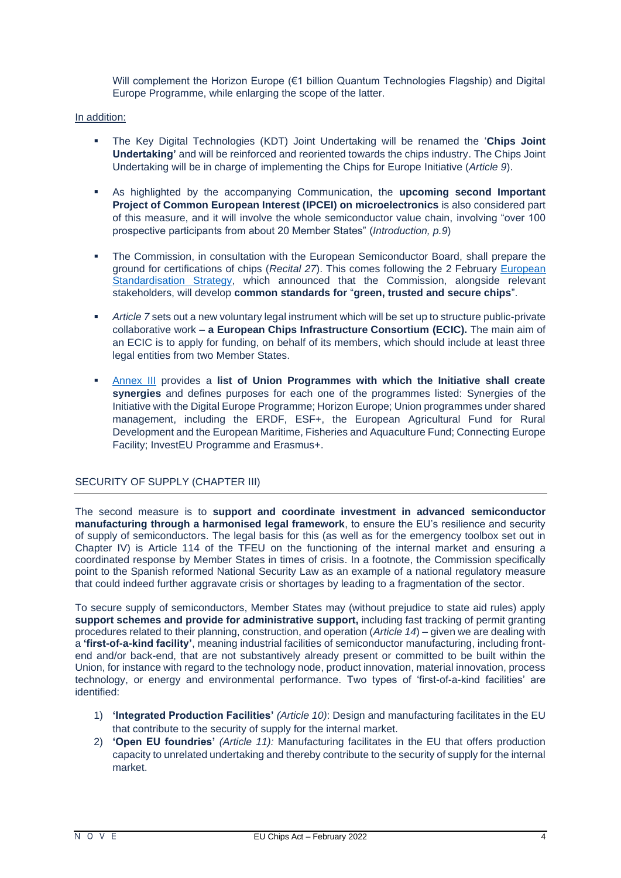Will complement the Horizon Europe (€1 billion Quantum Technologies Flagship) and Digital Europe Programme, while enlarging the scope of the latter.

In addition:

- The Key Digital Technologies (KDT) Joint Undertaking will be renamed the '**Chips Joint Undertaking'** and will be reinforced and reoriented towards the chips industry. The Chips Joint Undertaking will be in charge of implementing the Chips for Europe Initiative (*Article 9*).
- As highlighted by the accompanying Communication, the **upcoming second Important Project of Common European Interest (IPCEI) on microelectronics** is also considered part of this measure, and it will involve the whole semiconductor value chain, involving "over 100 prospective participants from about 20 Member States" (*Introduction, p.9*)
- The Commission, in consultation with the European Semiconductor Board, shall prepare the ground for certifications of chips (*Recital 27*). This comes following the 2 February European Standardisation Strategy, which announced that the Commission, alongside relevant stakeholders, will develop **common standards for** "**green, trusted and secure chips**".
- *Article 7* sets out a new voluntary legal instrument which will be set up to structure public-private collaborative work – **a European Chips Infrastructure Consortium (ECIC).** The main aim of an ECIC is to apply for funding, on behalf of its members, which should include at least three legal entities from two Member States.
- Annex III provides a **list of Union Programmes with which the Initiative shall create synergies** and defines purposes for each one of the programmes listed: Synergies of the Initiative with the Digital Europe Programme; Horizon Europe; Union programmes under shared management, including the ERDF, ESF+, the European Agricultural Fund for Rural Development and the European Maritime, Fisheries and Aquaculture Fund; Connecting Europe Facility; InvestEU Programme and Erasmus+.

## SECURITY OF SUPPLY (CHAPTER III)

The second measure is to **support and coordinate investment in advanced semiconductor manufacturing through a harmonised legal framework**, to ensure the EU's resilience and security of supply of semiconductors. The legal basis for this (as well as for the emergency toolbox set out in Chapter IV) is Article 114 of the TFEU on the functioning of the internal market and ensuring a coordinated response by Member States in times of crisis. In a footnote, the Commission specifically point to the Spanish reformed National Security Law as an example of a national regulatory measure that could indeed further aggravate crisis or shortages by leading to a fragmentation of the sector.

To secure supply of semiconductors, Member States may (without prejudice to state aid rules) apply **support schemes and provide for administrative support,** including fast tracking of permit granting procedures related to their planning, construction, and operation (*Article 14*) – given we are dealing with a **'first-of-a-kind facility'**, meaning industrial facilities of semiconductor manufacturing, including front-end and/or back-end, that are not substantively already present or committed to be built within the Union, for instance with regard to the technology node, product innovation, material innovation, process technology, or energy and environmental performance. Two types of 'first-of-a-kind facilities' are identified:

1) **'Integrated Production Facilities'** *(Article 10)*: Design and manufacturing facilitates in the EU that contribute to the security of supply for the internal market.
2) **'Open EU foundries'** *(Article 11):* Manufacturing facilitates in the EU that offers production capacity to unrelated undertaking and thereby contribute to the security of supply for the internal market.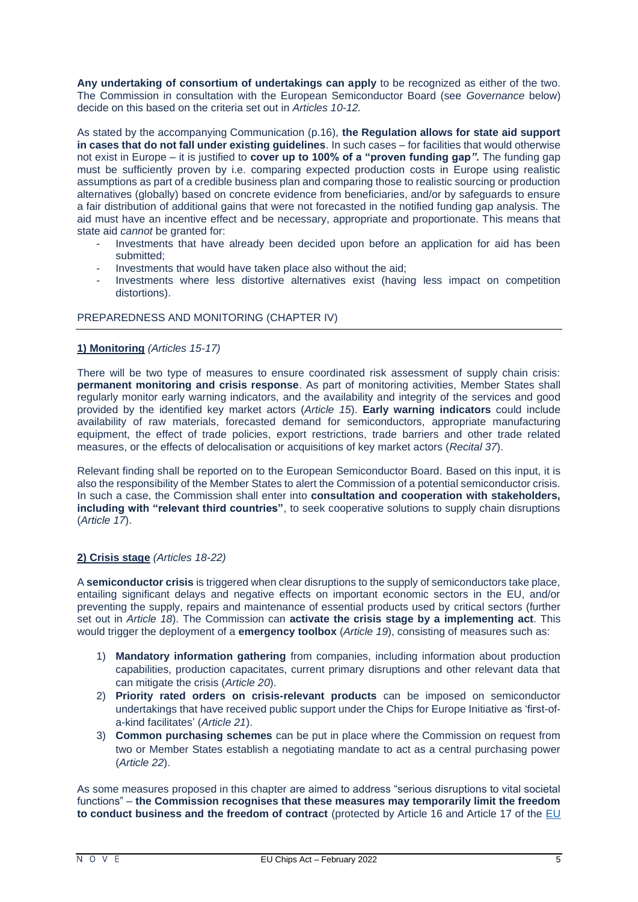**Any undertaking of consortium of undertakings can apply** to be recognized as either of the two. The Commission in consultation with the European Semiconductor Board (see *Governance* below) decide on this based on the criteria set out in *Articles 10-12.*

As stated by the accompanying Communication (p.16), **the Regulation allows for state aid support in cases that do not fall under existing guidelines**. In such cases – for facilities that would otherwise not exist in Europe – it is justified to **cover up to 100% of a "proven funding gap*".*** The funding gap must be sufficiently proven by i.e. comparing expected production costs in Europe using realistic assumptions as part of a credible business plan and comparing those to realistic sourcing or production alternatives (globally) based on concrete evidence from beneficiaries, and/or by safeguards to ensure a fair distribution of additional gains that were not forecasted in the notified funding gap analysis. The aid must have an incentive effect and be necessary, appropriate and proportionate. This means that state aid *cannot* be granted for:

- Investments that have already been decided upon before an application for aid has been submitted;
- Investments that would have taken place also without the aid;
- Investments where less distortive alternatives exist (having less impact on competition distortions).

## PREPAREDNESS AND MONITORING (CHAPTER IV)

### 1) Monitoring *(Articles 15-17)*

There will be two type of measures to ensure coordinated risk assessment of supply chain crisis: **permanent monitoring and crisis response**. As part of monitoring activities, Member States shall regularly monitor early warning indicators, and the availability and integrity of the services and good provided by the identified key market actors (*Article 15*). **Early warning indicators** could include availability of raw materials, forecasted demand for semiconductors, appropriate manufacturing equipment, the effect of trade policies, export restrictions, trade barriers and other trade related measures, or the effects of delocalisation or acquisitions of key market actors (*Recital 37*).

Relevant finding shall be reported on to the European Semiconductor Board. Based on this input, it is also the responsibility of the Member States to alert the Commission of a potential semiconductor crisis. In such a case, the Commission shall enter into **consultation and cooperation with stakeholders, including with "relevant third countries"**, to seek cooperative solutions to supply chain disruptions (*Article 17*).

### 2) Crisis stage *(Articles 18-22)*

A **semiconductor crisis** is triggered when clear disruptions to the supply of semiconductors take place, entailing significant delays and negative effects on important economic sectors in the EU, and/or preventing the supply, repairs and maintenance of essential products used by critical sectors (further set out in *Article 18*). The Commission can **activate the crisis stage by a implementing act**. This would trigger the deployment of a **emergency toolbox** (*Article 19*), consisting of measures such as:

1) **Mandatory information gathering** from companies, including information about production capabilities, production capacitates, current primary disruptions and other relevant data that can mitigate the crisis (*Article 20*).
2) **Priority rated orders on crisis-relevant products** can be imposed on semiconductor undertakings that have received public support under the Chips for Europe Initiative as 'first-of-a-kind facilitates' (*Article 21*).
3) **Common purchasing schemes** can be put in place where the Commission on request from two or Member States establish a negotiating mandate to act as a central purchasing power (*Article 22*).

As some measures proposed in this chapter are aimed to address "serious disruptions to vital societal functions" – **the Commission recognises that these measures may temporarily limit the freedom to conduct business and the freedom of contract** (protected by Article 16 and Article 17 of the EU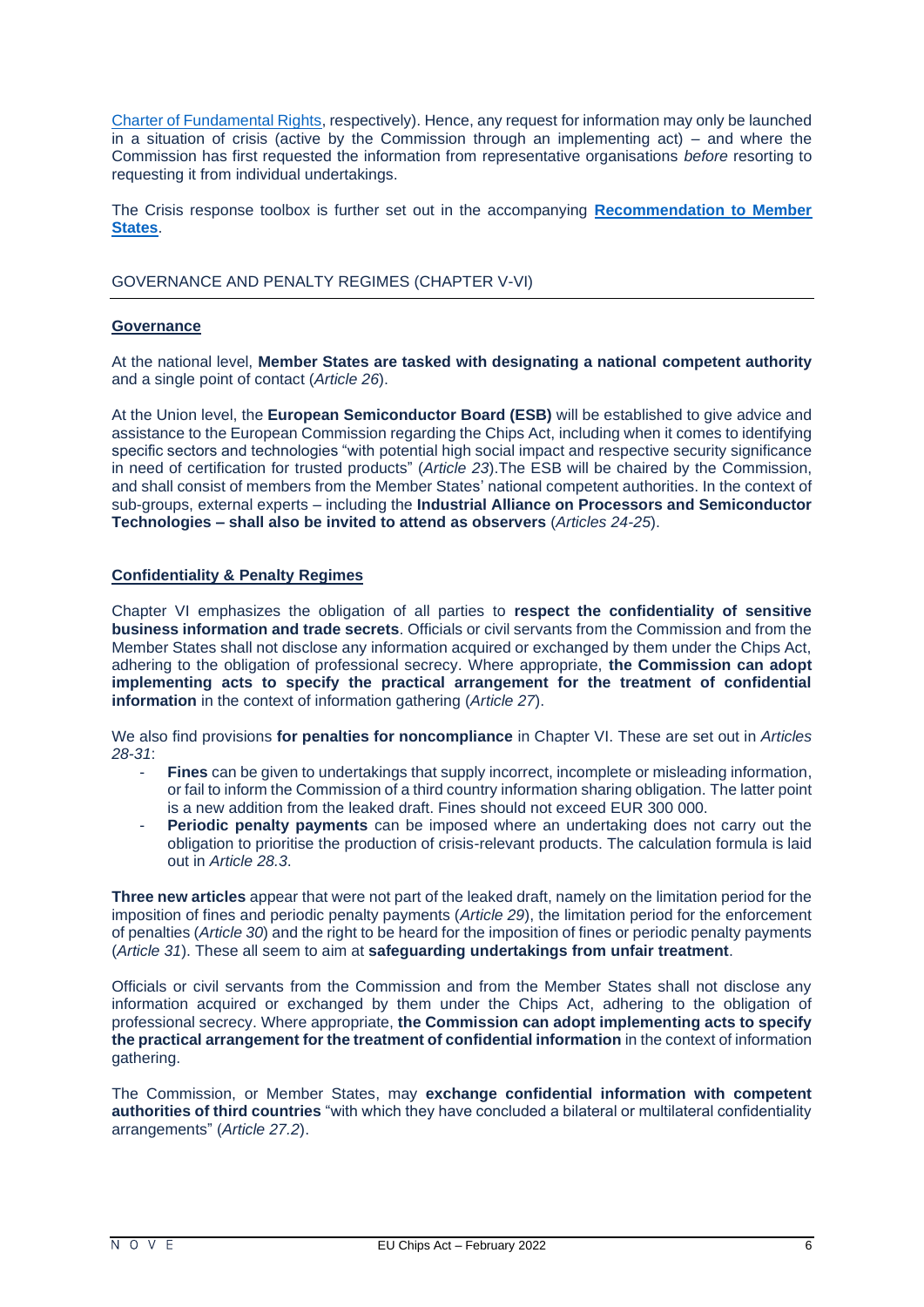[Charter of Fundamental Rights](), respectively). Hence, any request for information may only be launched in a situation of crisis (active by the Commission through an implementing act) – and where the Commission has first requested the information from representative organisations *before* resorting to requesting it from individual undertakings.

The Crisis response toolbox is further set out in the accompanying **[Recommendation to Member States]()**.

## GOVERNANCE AND PENALTY REGIMES (CHAPTER V-VI)

### Governance

At the national level, **Member States are tasked with designating a national competent authority** and a single point of contact (*Article 26*).

At the Union level, the **European Semiconductor Board (ESB)** will be established to give advice and assistance to the European Commission regarding the Chips Act, including when it comes to identifying specific sectors and technologies "with potential high social impact and respective security significance in need of certification for trusted products" (*Article 23*).The ESB will be chaired by the Commission, and shall consist of members from the Member States' national competent authorities. In the context of sub-groups, external experts – including the **Industrial Alliance on Processors and Semiconductor Technologies – shall also be invited to attend as observers** (*Articles 24-25*).

### Confidentiality & Penalty Regimes

Chapter VI emphasizes the obligation of all parties to **respect the confidentiality of sensitive business information and trade secrets**. Officials or civil servants from the Commission and from the Member States shall not disclose any information acquired or exchanged by them under the Chips Act, adhering to the obligation of professional secrecy. Where appropriate, **the Commission can adopt implementing acts to specify the practical arrangement for the treatment of confidential information** in the context of information gathering (*Article 27*).

We also find provisions **for penalties for noncompliance** in Chapter VI. These are set out in *Articles 28-31*:

- **Fines** can be given to undertakings that supply incorrect, incomplete or misleading information, or fail to inform the Commission of a third country information sharing obligation. The latter point is a new addition from the leaked draft. Fines should not exceed EUR 300 000.
- **Periodic penalty payments** can be imposed where an undertaking does not carry out the obligation to prioritise the production of crisis-relevant products. The calculation formula is laid out in *Article 28.3*.

**Three new articles** appear that were not part of the leaked draft, namely on the limitation period for the imposition of fines and periodic penalty payments (*Article 29*), the limitation period for the enforcement of penalties (*Article 30*) and the right to be heard for the imposition of fines or periodic penalty payments (*Article 31*). These all seem to aim at **safeguarding undertakings from unfair treatment**.

Officials or civil servants from the Commission and from the Member States shall not disclose any information acquired or exchanged by them under the Chips Act, adhering to the obligation of professional secrecy. Where appropriate, **the Commission can adopt implementing acts to specify the practical arrangement for the treatment of confidential information** in the context of information gathering.

The Commission, or Member States, may **exchange confidential information with competent authorities of third countries** "with which they have concluded a bilateral or multilateral confidentiality arrangements" (*Article 27.2*).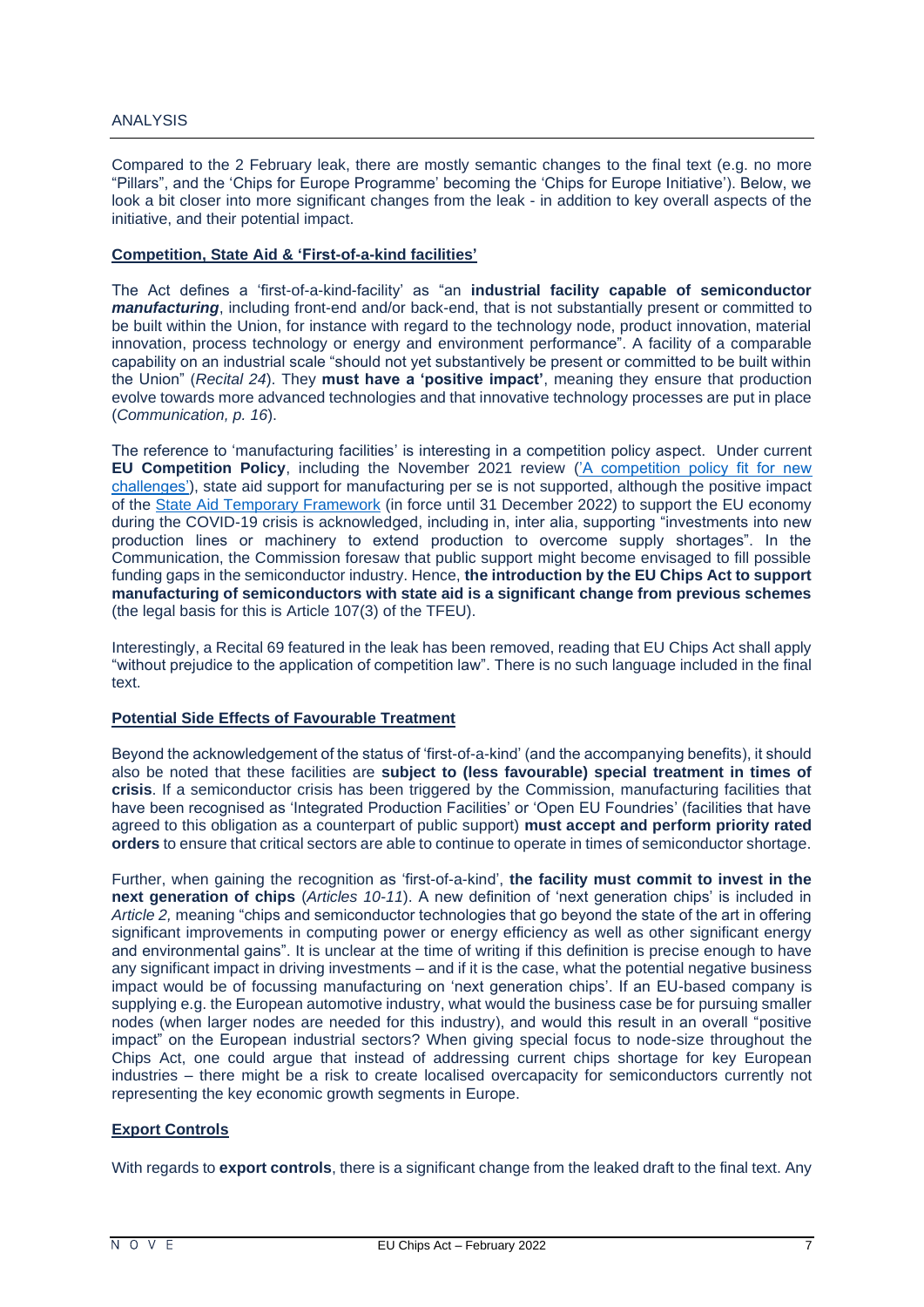ANALYSIS

Compared to the 2 February leak, there are mostly semantic changes to the final text (e.g. no more "Pillars", and the 'Chips for Europe Programme' becoming the 'Chips for Europe Initiative'). Below, we look a bit closer into more significant changes from the leak - in addition to key overall aspects of the initiative, and their potential impact.

**Competition, State Aid & 'First-of-a-kind facilities'**

The Act defines a 'first-of-a-kind-facility' as "an **industrial facility capable of semiconductor *manufacturing***, including front-end and/or back-end, that is not substantially present or committed to be built within the Union, for instance with regard to the technology node, product innovation, material innovation, process technology or energy and environment performance". A facility of a comparable capability on an industrial scale "should not yet substantively be present or committed to be built within the Union" (*Recital 24*). They **must have a 'positive impact'**, meaning they ensure that production evolve towards more advanced technologies and that innovative technology processes are put in place (*Communication, p. 16*).

The reference to 'manufacturing facilities' is interesting in a competition policy aspect. Under current **EU Competition Policy**, including the November 2021 review ('A competition policy fit for new challenges'), state aid support for manufacturing per se is not supported, although the positive impact of the State Aid Temporary Framework (in force until 31 December 2022) to support the EU economy during the COVID-19 crisis is acknowledged, including in, inter alia, supporting "investments into new production lines or machinery to extend production to overcome supply shortages". In the Communication, the Commission foresaw that public support might become envisaged to fill possible funding gaps in the semiconductor industry. Hence, **the introduction by the EU Chips Act to support manufacturing of semiconductors with state aid is a significant change from previous schemes** (the legal basis for this is Article 107(3) of the TFEU).

Interestingly, a Recital 69 featured in the leak has been removed, reading that EU Chips Act shall apply "without prejudice to the application of competition law". There is no such language included in the final text.

**Potential Side Effects of Favourable Treatment**

Beyond the acknowledgement of the status of 'first-of-a-kind' (and the accompanying benefits), it should also be noted that these facilities are **subject to (less favourable) special treatment in times of crisis**. If a semiconductor crisis has been triggered by the Commission, manufacturing facilities that have been recognised as 'Integrated Production Facilities' or 'Open EU Foundries' (facilities that have agreed to this obligation as a counterpart of public support) **must accept and perform priority rated orders** to ensure that critical sectors are able to continue to operate in times of semiconductor shortage.

Further, when gaining the recognition as 'first-of-a-kind', **the facility must commit to invest in the next generation of chips** (*Articles 10-11*). A new definition of 'next generation chips' is included in *Article 2,* meaning "chips and semiconductor technologies that go beyond the state of the art in offering significant improvements in computing power or energy efficiency as well as other significant energy and environmental gains". It is unclear at the time of writing if this definition is precise enough to have any significant impact in driving investments – and if it is the case, what the potential negative business impact would be of focussing manufacturing on 'next generation chips'. If an EU-based company is supplying e.g. the European automotive industry, what would the business case be for pursuing smaller nodes (when larger nodes are needed for this industry), and would this result in an overall "positive impact" on the European industrial sectors? When giving special focus to node-size throughout the Chips Act, one could argue that instead of addressing current chips shortage for key European industries – there might be a risk to create localised overcapacity for semiconductors currently not representing the key economic growth segments in Europe.

**Export Controls**

With regards to **export controls**, there is a significant change from the leaked draft to the final text. Any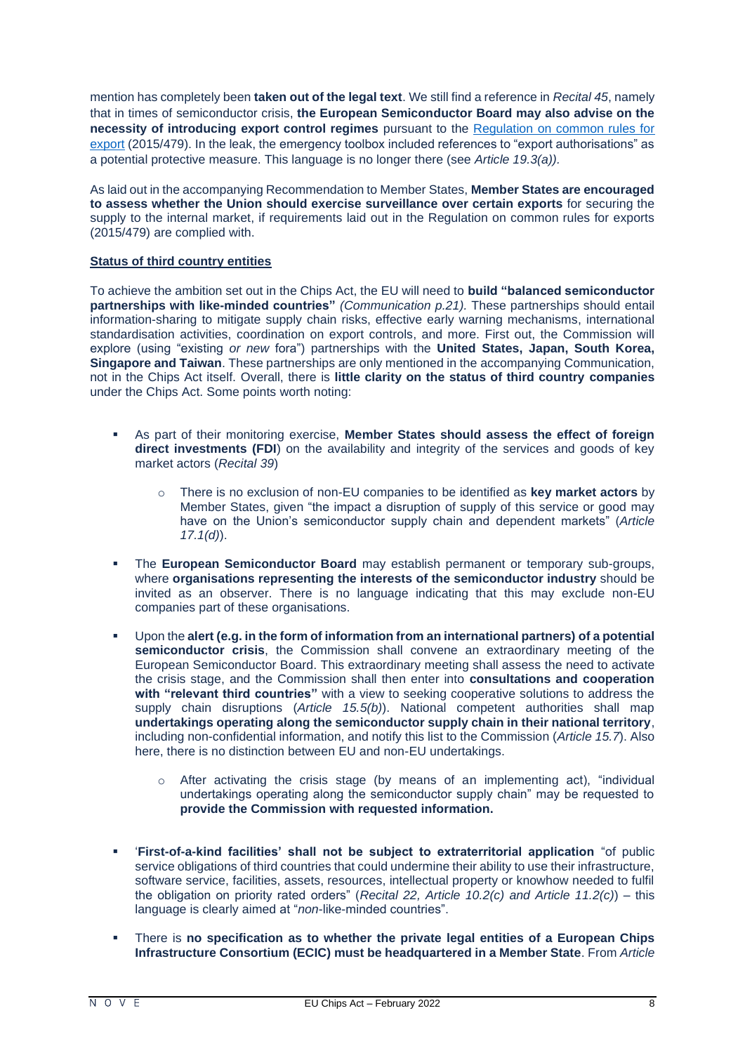mention has completely been **taken out of the legal text**. We still find a reference in *Recital 45*, namely that in times of semiconductor crisis, **the European Semiconductor Board may also advise on the necessity of introducing export control regimes** pursuant to the Regulation on common rules for export (2015/479). In the leak, the emergency toolbox included references to "export authorisations" as a potential protective measure. This language is no longer there (see *Article 19.3(a))*.

As laid out in the accompanying Recommendation to Member States, **Member States are encouraged to assess whether the Union should exercise surveillance over certain exports** for securing the supply to the internal market, if requirements laid out in the Regulation on common rules for exports (2015/479) are complied with.

**Status of third country entities**

To achieve the ambition set out in the Chips Act, the EU will need to **build "balanced semiconductor partnerships with like-minded countries"** *(Communication p.21).* These partnerships should entail information-sharing to mitigate supply chain risks, effective early warning mechanisms, international standardisation activities, coordination on export controls, and more. First out, the Commission will explore (using "existing *or new* fora") partnerships with the **United States, Japan, South Korea, Singapore and Taiwan**. These partnerships are only mentioned in the accompanying Communication, not in the Chips Act itself. Overall, there is **little clarity on the status of third country companies** under the Chips Act. Some points worth noting:

- As part of their monitoring exercise, **Member States should assess the effect of foreign direct investments (FDI**) on the availability and integrity of the services and goods of key market actors (*Recital 39*)
  - There is no exclusion of non-EU companies to be identified as **key market actors** by Member States, given "the impact a disruption of supply of this service or good may have on the Union's semiconductor supply chain and dependent markets" (*Article 17.1(d)*).
- The **European Semiconductor Board** may establish permanent or temporary sub-groups, where **organisations representing the interests of the semiconductor industry** should be invited as an observer. There is no language indicating that this may exclude non-EU companies part of these organisations.
- Upon the **alert (e.g. in the form of information from an international partners) of a potential semiconductor crisis**, the Commission shall convene an extraordinary meeting of the European Semiconductor Board. This extraordinary meeting shall assess the need to activate the crisis stage, and the Commission shall then enter into **consultations and cooperation with "relevant third countries"** with a view to seeking cooperative solutions to address the supply chain disruptions (*Article 15.5(b)*). National competent authorities shall map **undertakings operating along the semiconductor supply chain in their national territory**, including non-confidential information, and notify this list to the Commission (*Article 15.7*). Also here, there is no distinction between EU and non-EU undertakings.
  - After activating the crisis stage (by means of an implementing act), "individual undertakings operating along the semiconductor supply chain" may be requested to **provide the Commission with requested information.**
- '**First-of-a-kind facilities' shall not be subject to extraterritorial application** "of public service obligations of third countries that could undermine their ability to use their infrastructure, software service, facilities, assets, resources, intellectual property or knowhow needed to fulfil the obligation on priority rated orders" (*Recital 22, Article 10.2(c) and Article 11.2(c)*) – this language is clearly aimed at "*non*-like-minded countries".
- There is **no specification as to whether the private legal entities of a European Chips Infrastructure Consortium (ECIC) must be headquartered in a Member State**. From *Article*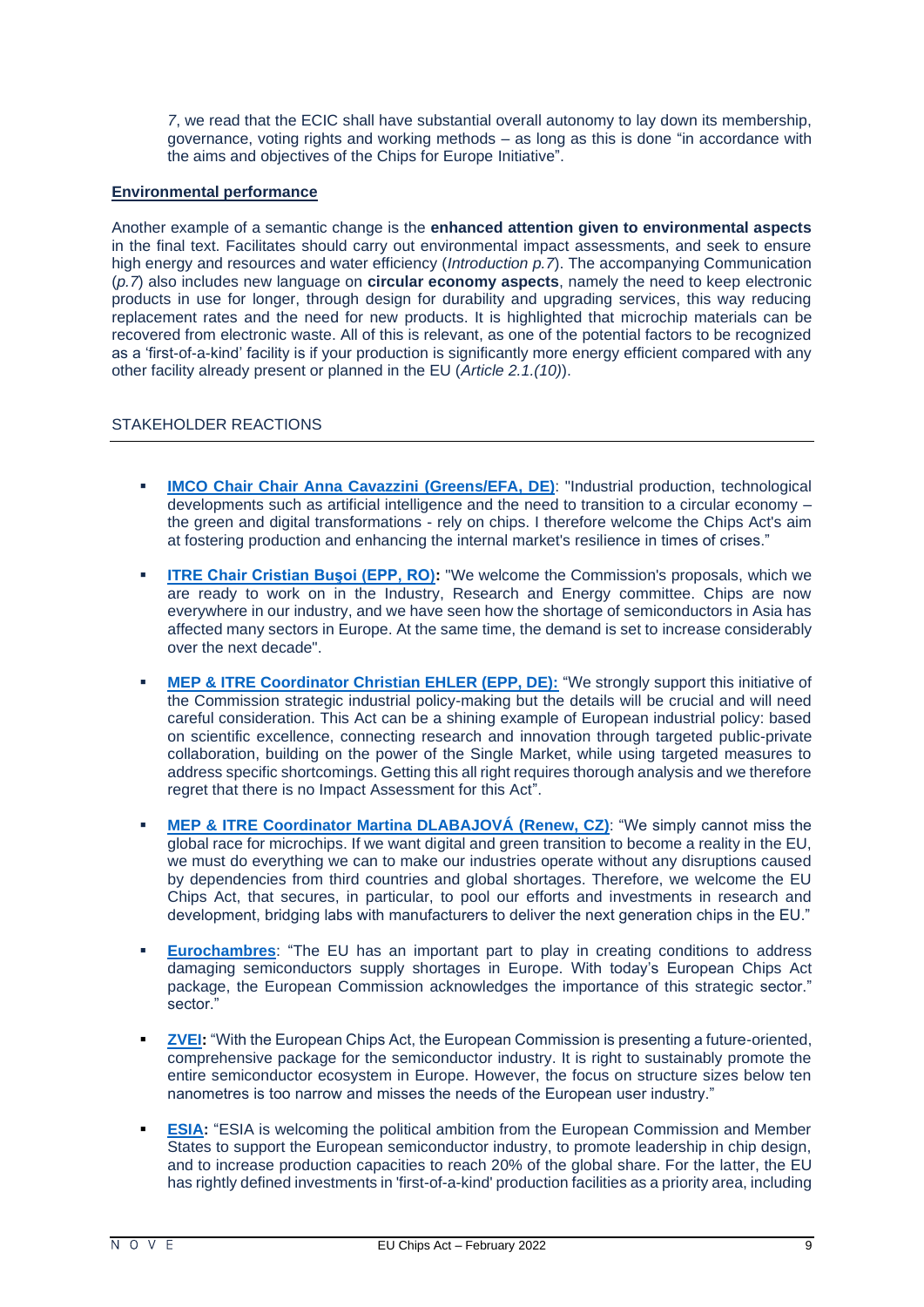*7*, we read that the ECIC shall have substantial overall autonomy to lay down its membership, governance, voting rights and working methods – as long as this is done "in accordance with the aims and objectives of the Chips for Europe Initiative".

**Environmental performance**

Another example of a semantic change is the **enhanced attention given to environmental aspects** in the final text. Facilitates should carry out environmental impact assessments, and seek to ensure high energy and resources and water efficiency (*Introduction p.7*). The accompanying Communication (*p.7*) also includes new language on **circular economy aspects**, namely the need to keep electronic products in use for longer, through design for durability and upgrading services, this way reducing replacement rates and the need for new products. It is highlighted that microchip materials can be recovered from electronic waste. All of this is relevant, as one of the potential factors to be recognized as a 'first-of-a-kind' facility is if your production is significantly more energy efficient compared with any other facility already present or planned in the EU (*Article 2.1.(10)*).

## STAKEHOLDER REACTIONS

- **IMCO Chair Chair Anna Cavazzini (Greens/EFA, DE)**: "Industrial production, technological developments such as artificial intelligence and the need to transition to a circular economy – the green and digital transformations - rely on chips. I therefore welcome the Chips Act's aim at fostering production and enhancing the internal market's resilience in times of crises."
- **ITRE Chair Cristian Buşoi (EPP, RO):** "We welcome the Commission's proposals, which we are ready to work on in the Industry, Research and Energy committee. Chips are now everywhere in our industry, and we have seen how the shortage of semiconductors in Asia has affected many sectors in Europe. At the same time, the demand is set to increase considerably over the next decade".
- **MEP & ITRE Coordinator Christian EHLER (EPP, DE):** "We strongly support this initiative of the Commission strategic industrial policy-making but the details will be crucial and will need careful consideration. This Act can be a shining example of European industrial policy: based on scientific excellence, connecting research and innovation through targeted public-private collaboration, building on the power of the Single Market, while using targeted measures to address specific shortcomings. Getting this all right requires thorough analysis and we therefore regret that there is no Impact Assessment for this Act".
- **MEP & ITRE Coordinator Martina DLABAJOVÁ (Renew, CZ)**: "We simply cannot miss the global race for microchips. If we want digital and green transition to become a reality in the EU, we must do everything we can to make our industries operate without any disruptions caused by dependencies from third countries and global shortages. Therefore, we welcome the EU Chips Act, that secures, in particular, to pool our efforts and investments in research and development, bridging labs with manufacturers to deliver the next generation chips in the EU."
- **Eurochambres**: "The EU has an important part to play in creating conditions to address damaging semiconductors supply shortages in Europe. With today's European Chips Act package, the European Commission acknowledges the importance of this strategic sector." sector."
- **ZVEI:** "With the European Chips Act, the European Commission is presenting a future-oriented, comprehensive package for the semiconductor industry. It is right to sustainably promote the entire semiconductor ecosystem in Europe. However, the focus on structure sizes below ten nanometres is too narrow and misses the needs of the European user industry."
- **ESIA:** "ESIA is welcoming the political ambition from the European Commission and Member States to support the European semiconductor industry, to promote leadership in chip design, and to increase production capacities to reach 20% of the global share. For the latter, the EU has rightly defined investments in 'first-of-a-kind' production facilities as a priority area, including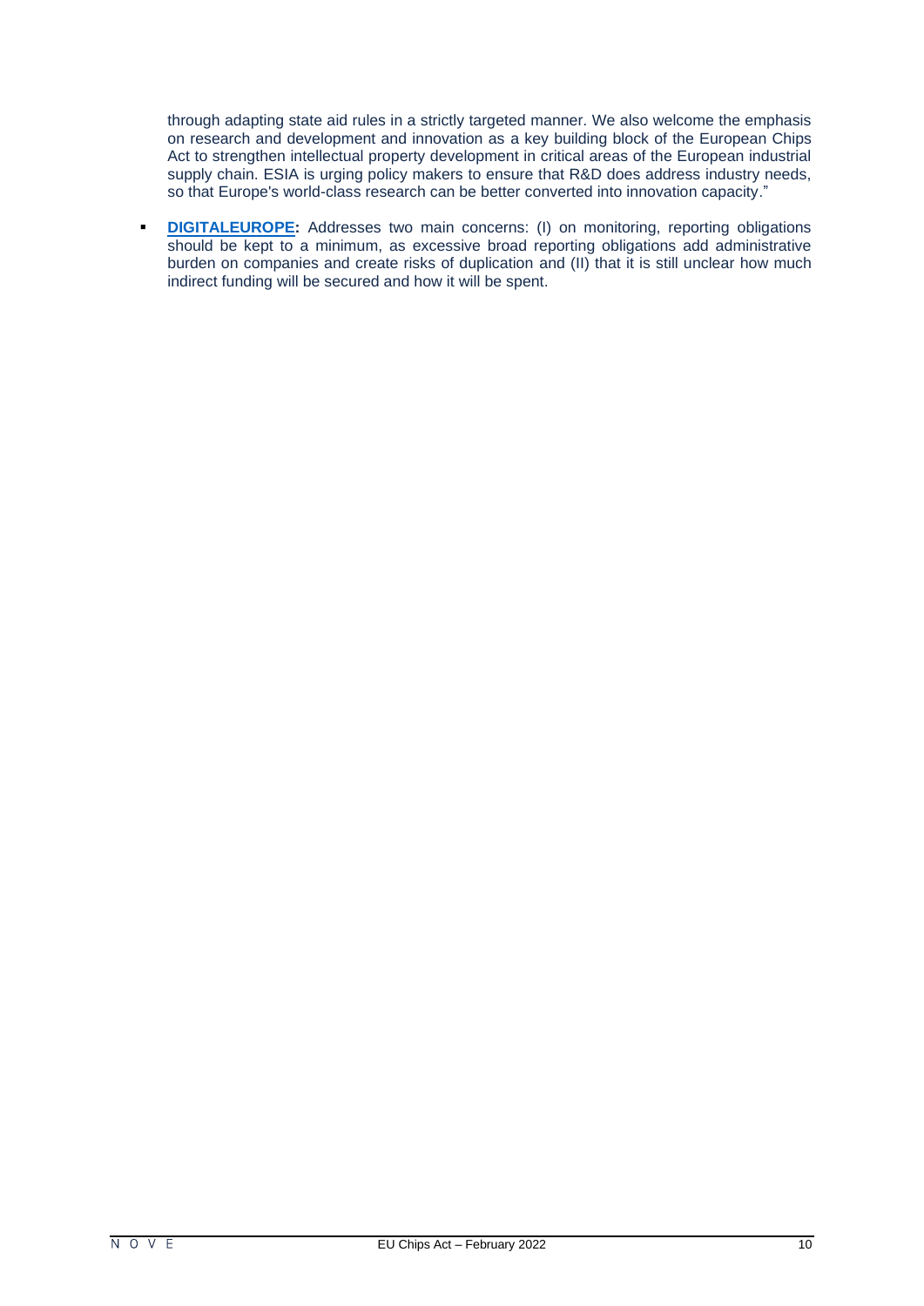through adapting state aid rules in a strictly targeted manner. We also welcome the emphasis on research and development and innovation as a key building block of the European Chips Act to strengthen intellectual property development in critical areas of the European industrial supply chain. ESIA is urging policy makers to ensure that R&D does address industry needs, so that Europe's world-class research can be better converted into innovation capacity."

- **DIGITALEUROPE:** Addresses two main concerns: (I) on monitoring, reporting obligations should be kept to a minimum, as excessive broad reporting obligations add administrative burden on companies and create risks of duplication and (II) that it is still unclear how much indirect funding will be secured and how it will be spent.